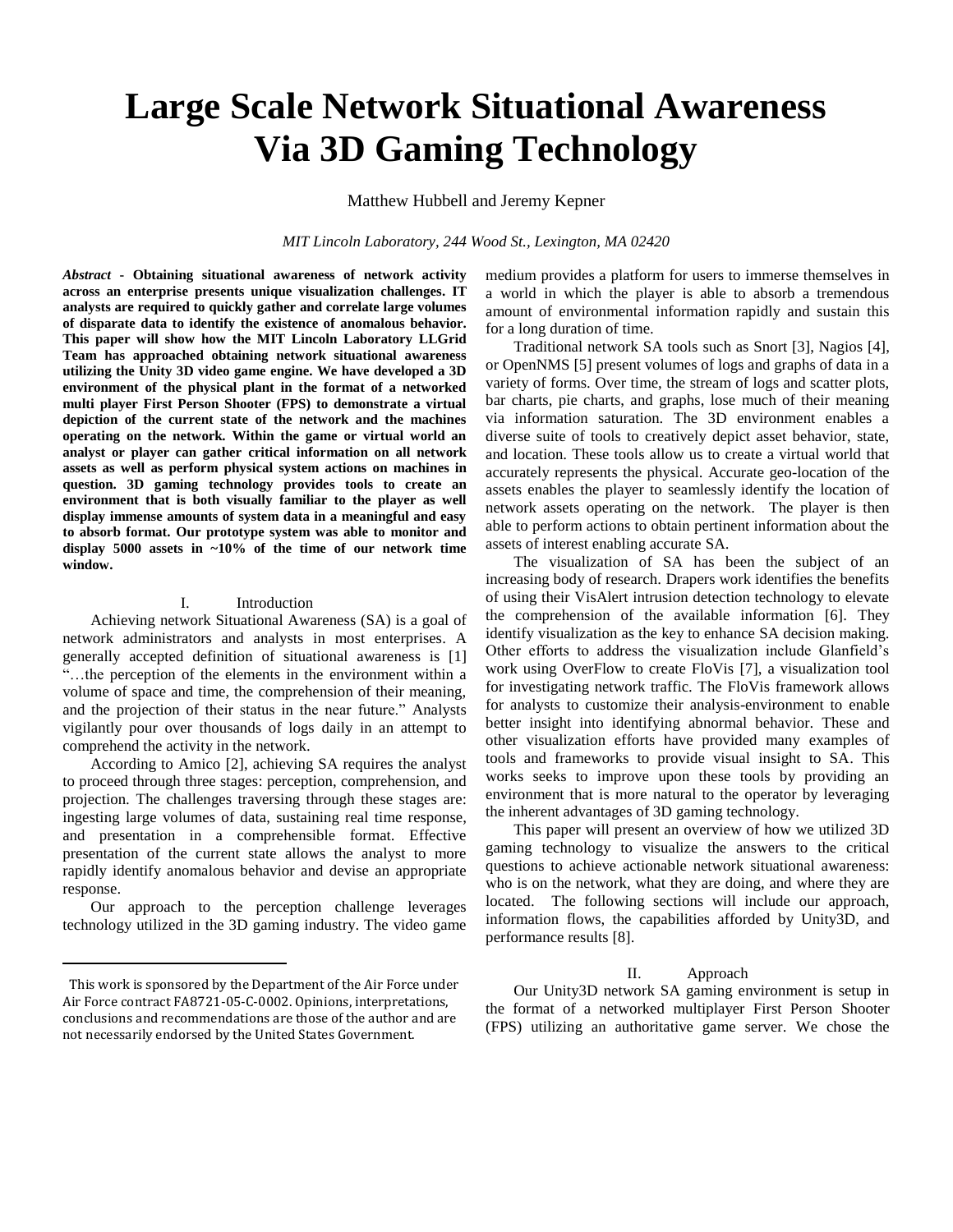# Large Scale Network Situational Awareness Via 3D Gaming Technology

Matthew Hubbell and Jeremy Kepner

*MIT Lincoln Laboratory, 244 Wood St., Lexington, MA 02420*

***Abstract* - Obtaining situational awareness of network activity across an enterprise presents unique visualization challenges. IT analysts are required to quickly gather and correlate large volumes of disparate data to identify the existence of anomalous behavior. This paper will show how the MIT Lincoln Laboratory LLGrid Team has approached obtaining network situational awareness utilizing the Unity 3D video game engine. We have developed a 3D environment of the physical plant in the format of a networked multi player First Person Shooter (FPS) to demonstrate a virtual depiction of the current state of the network and the machines operating on the network. Within the game or virtual world an analyst or player can gather critical information on all network assets as well as perform physical system actions on machines in question. 3D gaming technology provides tools to create an environment that is both visually familiar to the player as well display immense amounts of system data in a meaningful and easy to absorb format. Our prototype system was able to monitor and display 5000 assets in ~10% of the time of our network time window.**

## I. Introduction

Achieving network Situational Awareness (SA) is a goal of network administrators and analysts in most enterprises. A generally accepted definition of situational awareness is [1] "…the perception of the elements in the environment within a volume of space and time, the comprehension of their meaning, and the projection of their status in the near future." Analysts vigilantly pour over thousands of logs daily in an attempt to comprehend the activity in the network.

According to Amico [2], achieving SA requires the analyst to proceed through three stages: perception, comprehension, and projection. The challenges traversing through these stages are: ingesting large volumes of data, sustaining real time response, and presentation in a comprehensible format. Effective presentation of the current state allows the analyst to more rapidly identify anomalous behavior and devise an appropriate response.

Our approach to the perception challenge leverages technology utilized in the 3D gaming industry. The video game medium provides a platform for users to immerse themselves in a world in which the player is able to absorb a tremendous amount of environmental information rapidly and sustain this for a long duration of time.

Traditional network SA tools such as Snort [3], Nagios [4], or OpenNMS [5] present volumes of logs and graphs of data in a variety of forms. Over time, the stream of logs and scatter plots, bar charts, pie charts, and graphs, lose much of their meaning via information saturation. The 3D environment enables a diverse suite of tools to creatively depict asset behavior, state, and location. These tools allow us to create a virtual world that accurately represents the physical. Accurate geo-location of the assets enables the player to seamlessly identify the location of network assets operating on the network. The player is then able to perform actions to obtain pertinent information about the assets of interest enabling accurate SA.

The visualization of SA has been the subject of an increasing body of research. Drapers work identifies the benefits of using their VisAlert intrusion detection technology to elevate the comprehension of the available information [6]. They identify visualization as the key to enhance SA decision making. Other efforts to address the visualization include Glanfield's work using OverFlow to create FloVis [7], a visualization tool for investigating network traffic. The FloVis framework allows for analysts to customize their analysis-environment to enable better insight into identifying abnormal behavior. These and other visualization efforts have provided many examples of tools and frameworks to provide visual insight to SA. This works seeks to improve upon these tools by providing an environment that is more natural to the operator by leveraging the inherent advantages of 3D gaming technology.

This paper will present an overview of how we utilized 3D gaming technology to visualize the answers to the critical questions to achieve actionable network situational awareness: who is on the network, what they are doing, and where they are located. The following sections will include our approach, information flows, the capabilities afforded by Unity3D, and performance results [8].

## II. Approach

Our Unity3D network SA gaming environment is setup in the format of a networked multiplayer First Person Shooter (FPS) utilizing an authoritative game server. We chose the

This work is sponsored by the Department of the Air Force under Air Force contract FA8721-05-C-0002. Opinions, interpretations, conclusions and recommendations are those of the author and are not necessarily endorsed by the United States Government.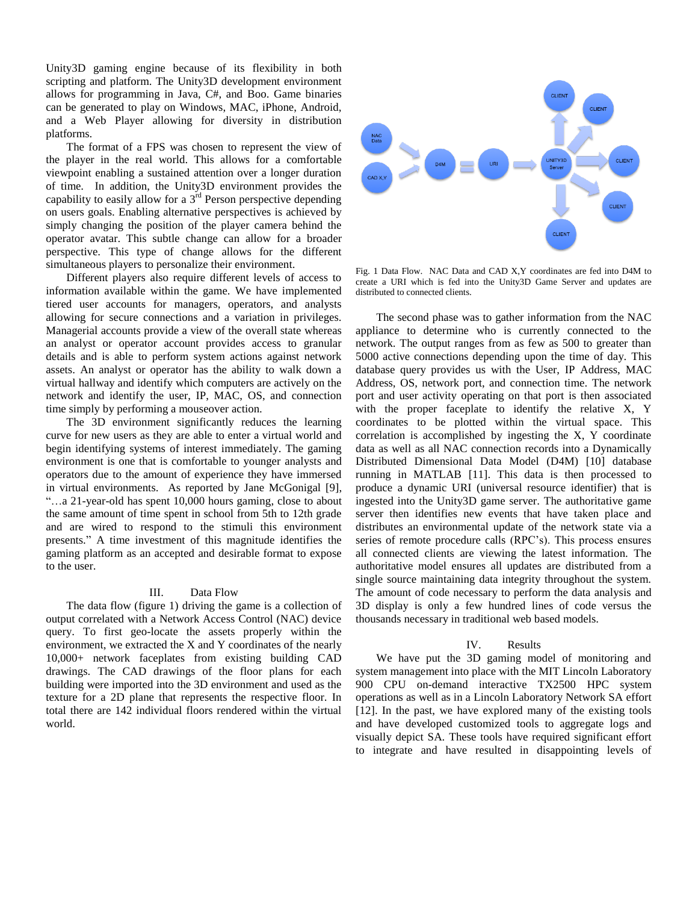Unity3D gaming engine because of its flexibility in both scripting and platform. The Unity3D development environment allows for programming in Java, C#, and Boo. Game binaries can be generated to play on Windows, MAC, iPhone, Android, and a Web Player allowing for diversity in distribution platforms.

The format of a FPS was chosen to represent the view of the player in the real world. This allows for a comfortable viewpoint enabling a sustained attention over a longer duration of time. In addition, the Unity3D environment provides the capability to easily allow for a 3rd Person perspective depending on users goals. Enabling alternative perspectives is achieved by simply changing the position of the player camera behind the operator avatar. This subtle change can allow for a broader perspective. This type of change allows for the different simultaneous players to personalize their environment.

Different players also require different levels of access to information available within the game. We have implemented tiered user accounts for managers, operators, and analysts allowing for secure connections and a variation in privileges. Managerial accounts provide a view of the overall state whereas an analyst or operator account provides access to granular details and is able to perform system actions against network assets. An analyst or operator has the ability to walk down a virtual hallway and identify which computers are actively on the network and identify the user, IP, MAC, OS, and connection time simply by performing a mouseover action.

The 3D environment significantly reduces the learning curve for new users as they are able to enter a virtual world and begin identifying systems of interest immediately. The gaming environment is one that is comfortable to younger analysts and operators due to the amount of experience they have immersed in virtual environments. As reported by Jane McGonigal [9], "…a 21-year-old has spent 10,000 hours gaming, close to about the same amount of time spent in school from 5th to 12th grade and are wired to respond to the stimuli this environment presents." A time investment of this magnitude identifies the gaming platform as an accepted and desirable format to expose to the user.

## III. Data Flow

The data flow (figure 1) driving the game is a collection of output correlated with a Network Access Control (NAC) device query. To first geo-locate the assets properly within the environment, we extracted the X and Y coordinates of the nearly 10,000+ network faceplates from existing building CAD drawings. The CAD drawings of the floor plans for each building were imported into the 3D environment and used as the texture for a 2D plane that represents the respective floor. In total there are 142 individual floors rendered within the virtual world.

Fig. 1 Data Flow. NAC Data and CAD X,Y coordinates are fed into D4M to create a URI which is fed into the Unity3D Game Server and updates are distributed to connected clients.

The second phase was to gather information from the NAC appliance to determine who is currently connected to the network. The output ranges from as few as 500 to greater than 5000 active connections depending upon the time of day. This database query provides us with the User, IP Address, MAC Address, OS, network port, and connection time. The network port and user activity operating on that port is then associated with the proper faceplate to identify the relative X, Y coordinates to be plotted within the virtual space. This correlation is accomplished by ingesting the X, Y coordinate data as well as all NAC connection records into a Dynamically Distributed Dimensional Data Model (D4M) [10] database running in MATLAB [11]. This data is then processed to produce a dynamic URI (universal resource identifier) that is ingested into the Unity3D game server. The authoritative game server then identifies new events that have taken place and distributes an environmental update of the network state via a series of remote procedure calls (RPC's). This process ensures all connected clients are viewing the latest information. The authoritative model ensures all updates are distributed from a single source maintaining data integrity throughout the system. The amount of code necessary to perform the data analysis and 3D display is only a few hundred lines of code versus the thousands necessary in traditional web based models.

## IV. Results

We have put the 3D gaming model of monitoring and system management into place with the MIT Lincoln Laboratory 900 CPU on-demand interactive TX2500 HPC system operations as well as in a Lincoln Laboratory Network SA effort [12]. In the past, we have explored many of the existing tools and have developed customized tools to aggregate logs and visually depict SA. These tools have required significant effort to integrate and have resulted in disappointing levels of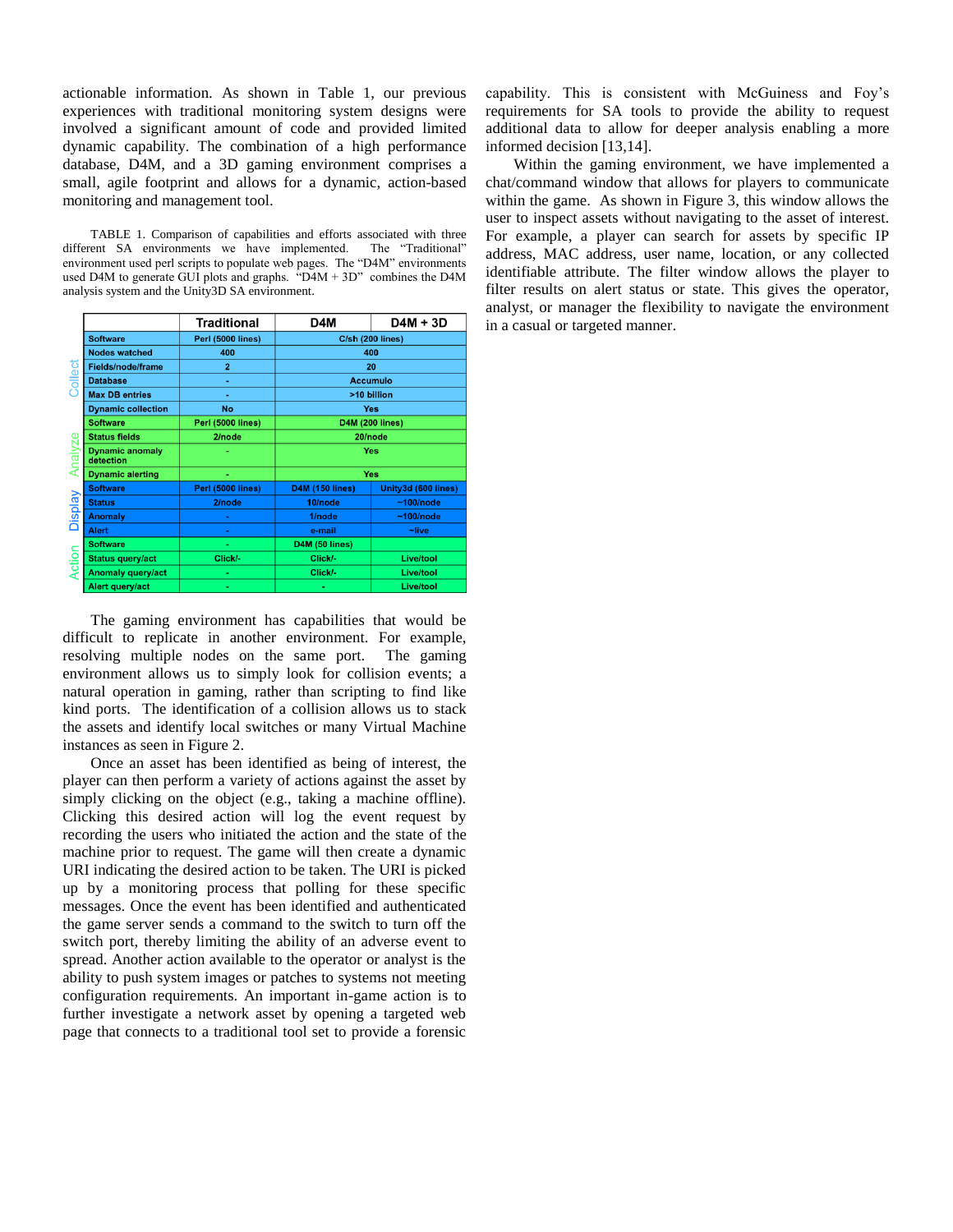actionable information. As shown in Table 1, our previous experiences with traditional monitoring system designs were involved a significant amount of code and provided limited dynamic capability. The combination of a high performance database, D4M, and a 3D gaming environment comprises a small, agile footprint and allows for a dynamic, action-based monitoring and management tool.

TABLE 1. Comparison of capabilities and efforts associated with three different SA environments we have implemented. The "Traditional" environment used perl scripts to populate web pages. The "D4M" environments used D4M to generate GUI plots and graphs. "D4M + 3D" combines the D4M analysis system and the Unity3D SA environment.

| | | Traditional | D4M | D4M + 3D |
|---|---|---|---|---|
| Collect | Software | Perl (5000 lines) | C/sh (200 lines) | |
| | Nodes watched | 400 | 400 | |
| | Fields/node/frame | 2 | 20 | |
| | Database | - | Accumulo | |
| | Max DB entries | - | >10 billion | |
| | Dynamic collection | No | Yes | |
| Analyze | Software | Perl (5000 lines) | D4M (200 lines) | |
| | Status fields | 2/node | 20/node | |
| | Dynamic anomaly detection | - | Yes | |
| | Dynamic alerting | - | Yes | |
| Display | Software | Perl (5000 lines) | D4M (150 lines) | Unity3d (600 lines) |
| | Status | 2/node | 10/node | ~100/node |
| | Anomaly | - | 1/node | ~100/node |
| | Alert | - | e-mail | ~live |
| Action | Software | - | D4M (50 lines) | |
| | Status query/act | Click/- | Click/- | Live/tool |
| | Anomaly query/act | - | Click/- | Live/tool |
| | Alert query/act | - | - | Live/tool |

The gaming environment has capabilities that would be difficult to replicate in another environment. For example, resolving multiple nodes on the same port. The gaming environment allows us to simply look for collision events; a natural operation in gaming, rather than scripting to find like kind ports. The identification of a collision allows us to stack the assets and identify local switches or many Virtual Machine instances as seen in Figure 2.

Once an asset has been identified as being of interest, the player can then perform a variety of actions against the asset by simply clicking on the object (e.g., taking a machine offline). Clicking this desired action will log the event request by recording the users who initiated the action and the state of the machine prior to request. The game will then create a dynamic URI indicating the desired action to be taken. The URI is picked up by a monitoring process that polling for these specific messages. Once the event has been identified and authenticated the game server sends a command to the switch to turn off the switch port, thereby limiting the ability of an adverse event to spread. Another action available to the operator or analyst is the ability to push system images or patches to systems not meeting configuration requirements. An important in-game action is to further investigate a network asset by opening a targeted web page that connects to a traditional tool set to provide a forensic capability. This is consistent with McGuiness and Foy's requirements for SA tools to provide the ability to request additional data to allow for deeper analysis enabling a more informed decision [13,14].

Within the gaming environment, we have implemented a chat/command window that allows for players to communicate within the game. As shown in Figure 3, this window allows the user to inspect assets without navigating to the asset of interest. For example, a player can search for assets by specific IP address, MAC address, user name, location, or any collected identifiable attribute. The filter window allows the player to filter results on alert status or state. This gives the operator, analyst, or manager the flexibility to navigate the environment in a casual or targeted manner.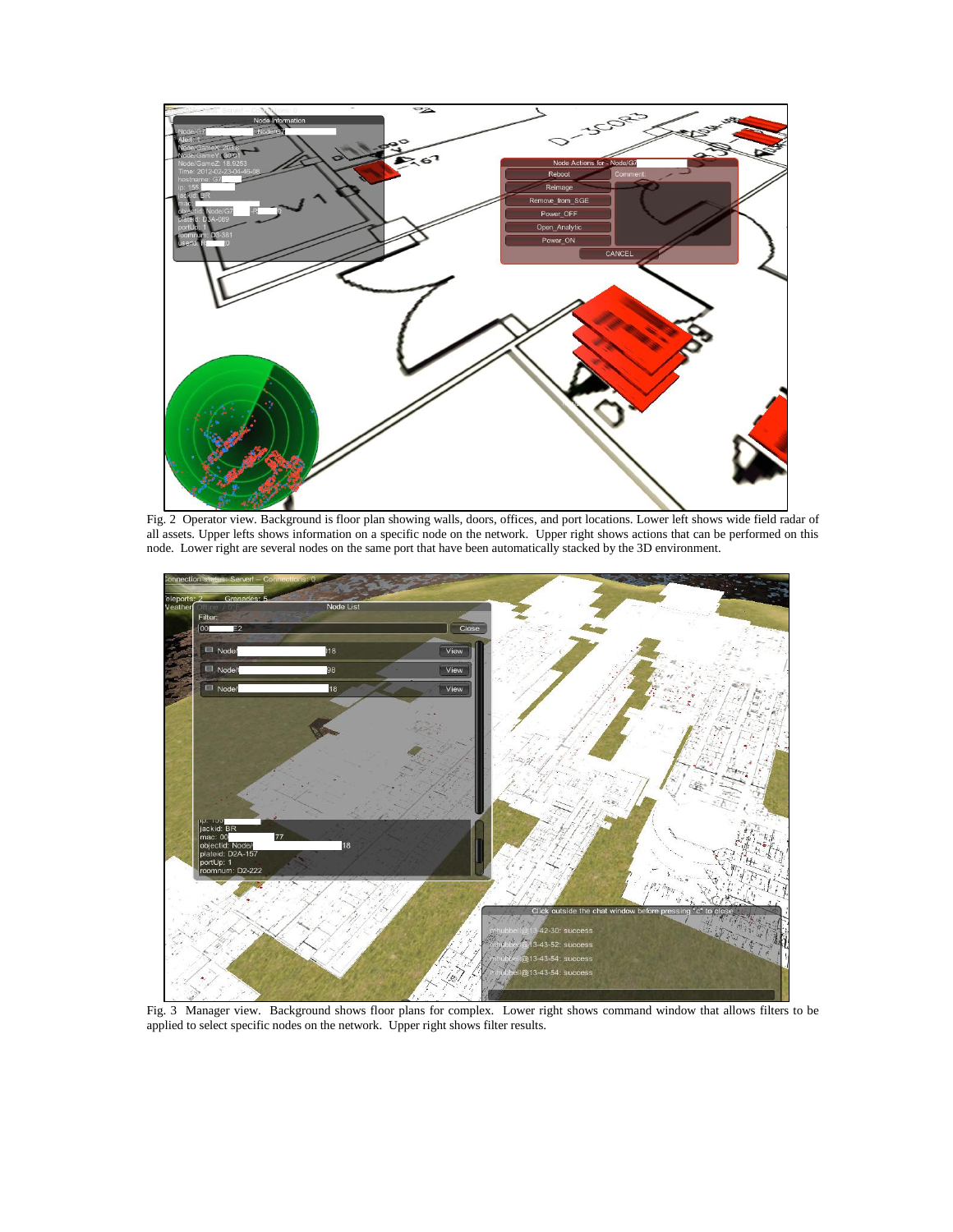Fig. 2 Operator view. Background is floor plan showing walls, doors, offices, and port locations. Lower left shows wide field radar of all assets. Upper lefts shows information on a specific node on the network. Upper right shows actions that can be performed on this node. Lower right are several nodes on the same port that have been automatically stacked by the 3D environment.

Fig. 3 Manager view. Background shows floor plans for complex. Lower right shows command window that allows filters to be applied to select specific nodes on the network. Upper right shows filter results.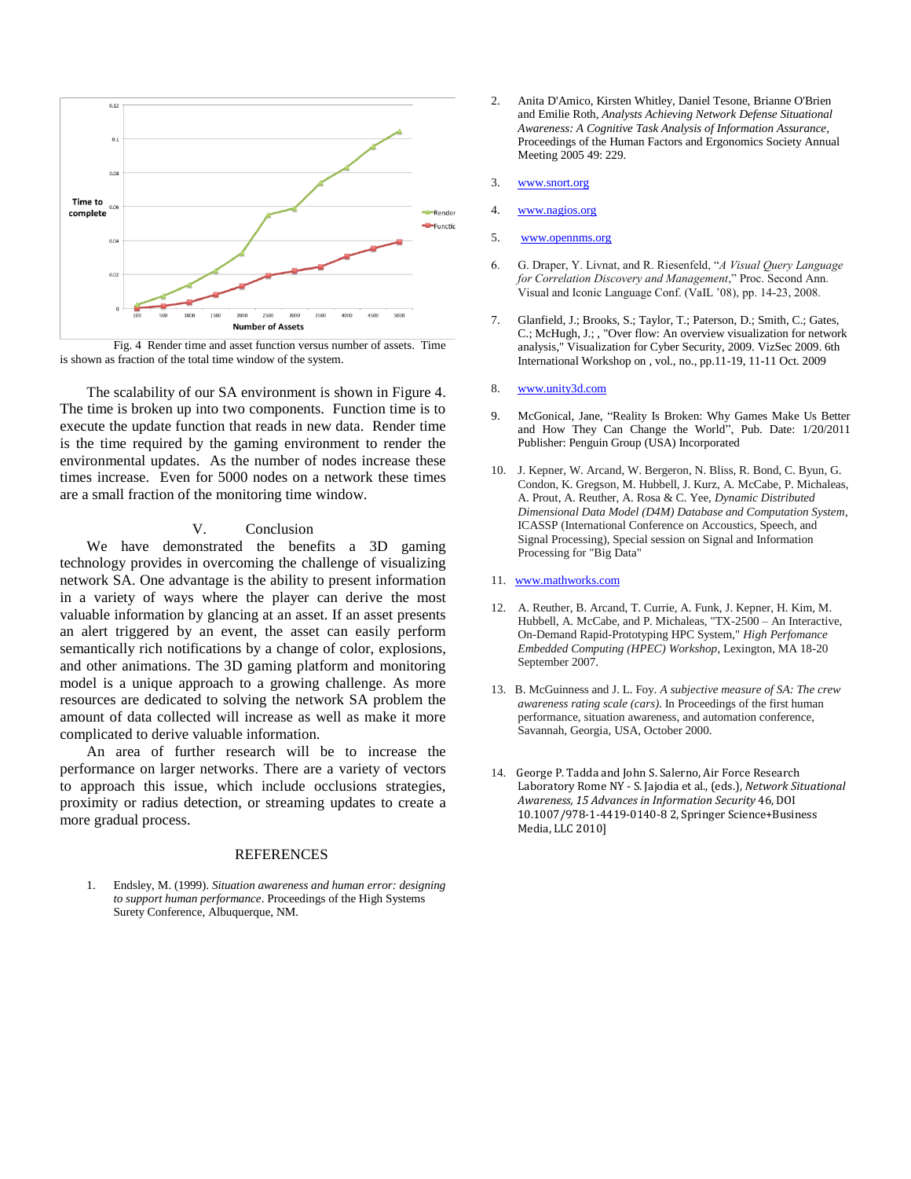0.12

0.1

0.08

Time to complete

0.06

0.04

0.02

0

100 500 1000 1500 2000 2500 3000 3500 4000 4500 5000

Number of Assets

Render

Functic

Fig. 4 Render time and asset function versus number of assets. Time is shown as fraction of the total time window of the system.

The scalability of our SA environment is shown in Figure 4. The time is broken up into two components. Function time is to execute the update function that reads in new data. Render time is the time required by the gaming environment to render the environmental updates. As the number of nodes increase these times increase. Even for 5000 nodes on a network these times are a small fraction of the monitoring time window.

## V. Conclusion

We have demonstrated the benefits a 3D gaming technology provides in overcoming the challenge of visualizing network SA. One advantage is the ability to present information in a variety of ways where the player can derive the most valuable information by glancing at an asset. If an asset presents an alert triggered by an event, the asset can easily perform semantically rich notifications by a change of color, explosions, and other animations. The 3D gaming platform and monitoring model is a unique approach to a growing challenge. As more resources are dedicated to solving the network SA problem the amount of data collected will increase as well as make it more complicated to derive valuable information.

An area of further research will be to increase the performance on larger networks. There are a variety of vectors to approach this issue, which include occlusions strategies, proximity or radius detection, or streaming updates to create a more gradual process.

## REFERENCES

1. Endsley, M. (1999). *Situation awareness and human error: designing to support human performance*. Proceedings of the High Systems Surety Conference, Albuquerque, NM.
2. Anita D'Amico, Kirsten Whitley, Daniel Tesone, Brianne O'Brien and Emilie Roth, *Analysts Achieving Network Defense Situational Awareness: A Cognitive Task Analysis of Information Assurance*, Proceedings of the Human Factors and Ergonomics Society Annual Meeting 2005 49: 229.
3. www.snort.org
4. www.nagios.org
5. www.opennms.org
6. G. Draper, Y. Livnat, and R. Riesenfeld, "*A Visual Query Language for Correlation Discovery and Management*," Proc. Second Ann. Visual and Iconic Language Conf. (VaIL '08), pp. 14-23, 2008.
7. Glanfield, J.; Brooks, S.; Taylor, T.; Paterson, D.; Smith, C.; Gates, C.; McHugh, J.; , "Over flow: An overview visualization for network analysis," Visualization for Cyber Security, 2009. VizSec 2009. 6th International Workshop on , vol., no., pp.11-19, 11-11 Oct. 2009
8. www.unity3d.com
9. McGonical, Jane, "Reality Is Broken: Why Games Make Us Better and How They Can Change the World", Pub. Date: 1/20/2011 Publisher: Penguin Group (USA) Incorporated
10. J. Kepner, W. Arcand, W. Bergeron, N. Bliss, R. Bond, C. Byun, G. Condon, K. Gregson, M. Hubbell, J. Kurz, A. McCabe, P. Michaleas, A. Prout, A. Reuther, A. Rosa & C. Yee, *Dynamic Distributed Dimensional Data Model (D4M) Database and Computation System*, ICASSP (International Conference on Accoustics, Speech, and Signal Processing), Special session on Signal and Information Processing for "Big Data"
11. www.mathworks.com
12. A. Reuther, B. Arcand, T. Currie, A. Funk, J. Kepner, H. Kim, M. Hubbell, A. McCabe, and P. Michaleas, "TX-2500 – An Interactive, On-Demand Rapid-Prototyping HPC System," *High Perfomance Embedded Computing (HPEC) Workshop*, Lexington, MA 18-20 September 2007.
13. B. McGuinness and J. L. Foy. *A subjective measure of SA: The crew awareness rating scale (cars)*. In Proceedings of the first human performance, situation awareness, and automation conference, Savannah, Georgia, USA, October 2000.
14. George P. Tadda and John S. Salerno, Air Force Research Laboratory Rome NY - S. Jajodia et al., (eds.), *Network Situational Awareness, 15 Advances in Information Security* 46, DOI 10.1007/978-1-4419-0140-8 2, Springer Science+Business Media, LLC 2010]